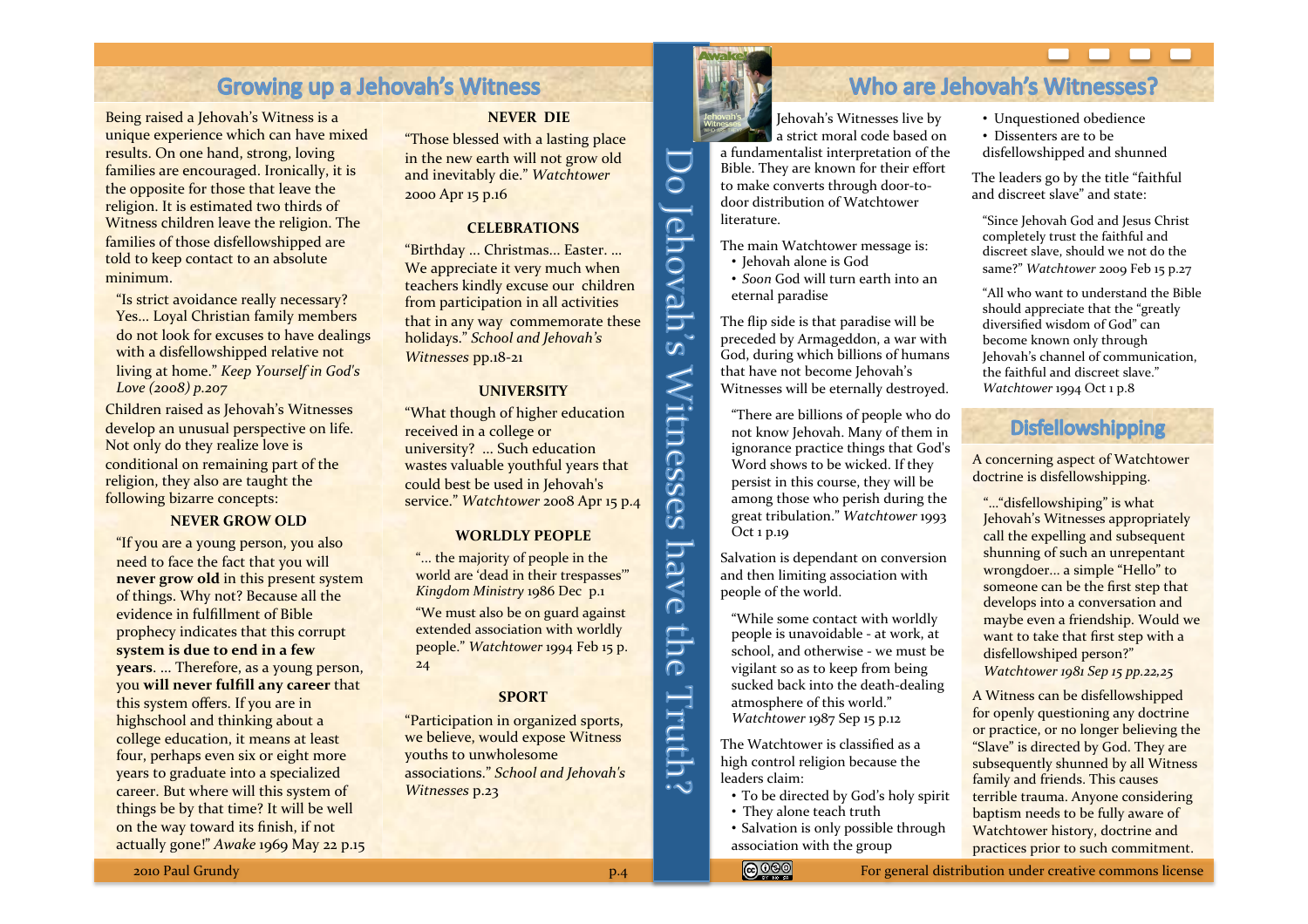## Growing up a Jehovah's Witness

Being raised a Jehovah's Witness is a unique experience which can have mixed results. On one hand, strong, loving families are encouraged. Ironically, it is the opposite for those that leave the religion. It is estimated two thirds of Witness children leave the religion. The families of those disfellowshipped are told to keep contact to an absolute minimum.

> "Is strict avoidance really necessary? Yes... Loyal Christian family members do not look for excuses to have dealings with a disfellowshipped relative not living at home." *Keep Yourself in God's Love (2008) p.207*

Children raised as Jehovah's Witnesses develop an unusual perspective on life. Not only do they realize love is conditional on remaining part of the religion, they also are taught the following bizarre concepts:

**NEVER GROW OLD**

> "If you are a young person, you also need to face the fact that you will **never grow old** in this present system of things. Why not? Because all the evidence in fulfillment of Bible prophecy indicates that this corrupt **system is due to end in a few years**. ... Therefore, as a young person, you **will never fulfill any career** that this system offers. If you are in highschool and thinking about a college education, it means at least four, perhaps even six or eight more years to graduate into a specialized career. But where will this system of things be by that time? It will be well on the way toward its finish, if not actually gone!" *Awake* 1969 May 22 p.15

**NEVER DIE**

"Those blessed with a lasting place in the new earth will not grow old and inevitably die." *Watchtower* 2000 Apr 15 p.16

**CELEBRATIONS**

"Birthday ... Christmas... Easter. ... We appreciate it very much when teachers kindly excuse our children from participation in all activities that in any way commemorate these holidays." *School and Jehovah's Witnesses* pp.18-21

**UNIVERSITY**

"What though of higher education received in a college or university? ... Such education wastes valuable youthful years that could best be used in Jehovah's service." *Watchtower* 2008 Apr 15 p.4

**WORLDLY PEOPLE**

> "... the majority of people in the world are 'dead in their trespasses'" *Kingdom Ministry* 1986 Dec p.1

> "We must also be on guard against extended association with worldly people." *Watchtower* 1994 Feb 15 p. 24

**SPORT**

"Participation in organized sports, we believe, would expose Witness youths to unwholesome associations." *School and Jehovah's Witnesses* p.23

# Do Jehovah's Witnesses have the Truth?

## Who are Jehovah's Witnesses?

Jehovah's Witnesses live by a strict moral code based on a fundamentalist interpretation of the Bible. They are known for their effort to make converts through door-to-door distribution of Watchtower literature.

The main Watchtower message is:

- Jehovah alone is God
- *Soon* God will turn earth into an eternal paradise

The flip side is that paradise will be preceded by Armageddon, a war with God, during which billions of humans that have not become Jehovah's Witnesses will be eternally destroyed.

> "There are billions of people who do not know Jehovah. Many of them in ignorance practice things that God's Word shows to be wicked. If they persist in this course, they will be among those who perish during the great tribulation." *Watchtower* 1993 Oct 1 p.19

Salvation is dependant on conversion and then limiting association with people of the world.

> "While some contact with worldly people is unavoidable - at work, at school, and otherwise - we must be vigilant so as to keep from being sucked back into the death-dealing atmosphere of this world." *Watchtower* 1987 Sep 15 p.12

The Watchtower is classified as a high control religion because the leaders claim:

- To be directed by God's holy spirit
- They alone teach truth
- Salvation is only possible through association with the group
- Unquestioned obedience
- Dissenters are to be disfellowshipped and shunned

The leaders go by the title "faithful and discreet slave" and state:

> "Since Jehovah God and Jesus Christ completely trust the faithful and discreet slave, should we not do the same?" *Watchtower* 2009 Feb 15 p.27

> "All who want to understand the Bible should appreciate that the "greatly diversified wisdom of God" can become known only through Jehovah's channel of communication, the faithful and discreet slave." *Watchtower* 1994 Oct 1 p.8

## Disfellowshipping

A concerning aspect of Watchtower doctrine is disfellowshipping.

> "..."disfellowshiping" is what Jehovah's Witnesses appropriately call the expelling and subsequent shunning of such an unrepentant wrongdoer... a simple "Hello" to someone can be the first step that develops into a conversation and maybe even a friendship. Would we want to take that first step with a disfellowshiped person?" *Watchtower 1981 Sep 15 pp.22,25*

A Witness can be disfellowshipped for openly questioning any doctrine or practice, or no longer believing the "Slave" is directed by God. They are subsequently shunned by all Witness family and friends. This causes terrible trauma. Anyone considering baptism needs to be fully aware of Watchtower history, doctrine and practices prior to such commitment.

2010 Paul Grundy

For general distribution under creative commons license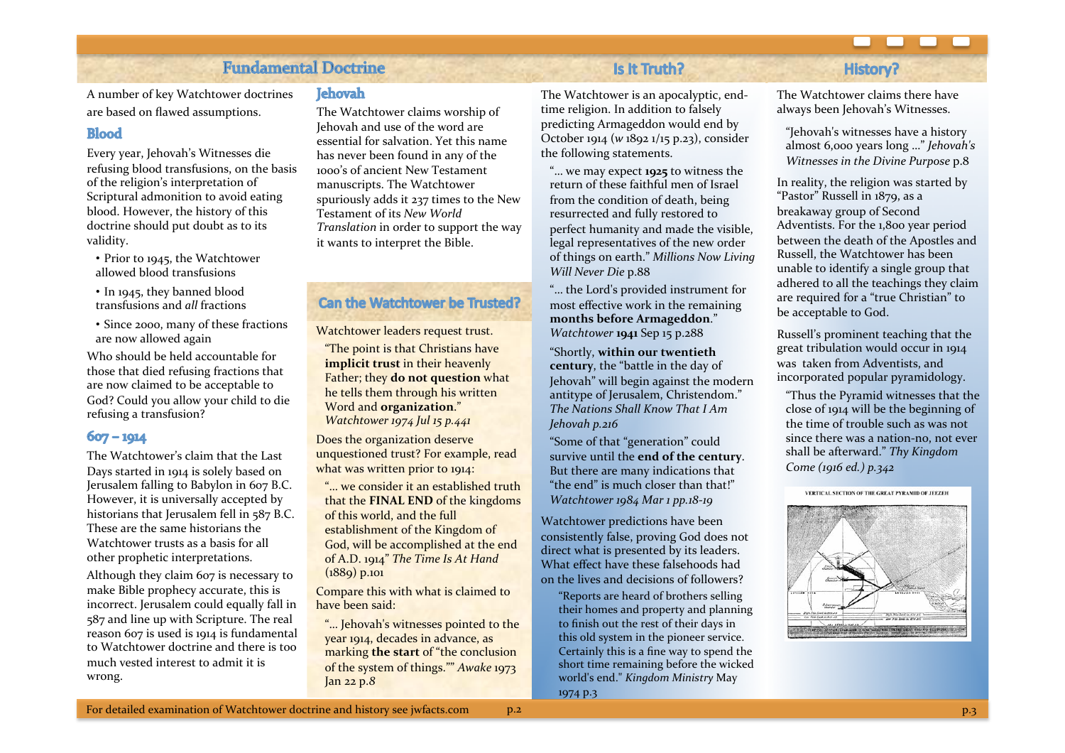## Fundamental Doctrine

A number of key Watchtower doctrines are based on flawed assumptions.

### Blood

Every year, Jehovah's Witnesses die refusing blood transfusions, on the basis of the religion's interpretation of Scriptural admonition to avoid eating blood. However, the history of this doctrine should put doubt as to its validity.

- Prior to 1945, the Watchtower allowed blood transfusions
- In 1945, they banned blood transfusions and *all* fractions
- Since 2000, many of these fractions are now allowed again

Who should be held accountable for those that died refusing fractions that are now claimed to be acceptable to God? Could you allow your child to die refusing a transfusion?

### 607 – 1914

The Watchtower's claim that the Last Days started in 1914 is solely based on Jerusalem falling to Babylon in 607 B.C. However, it is universally accepted by historians that Jerusalem fell in 587 B.C. These are the same historians the Watchtower trusts as a basis for all other prophetic interpretations.

Although they claim 607 is necessary to make Bible prophecy accurate, this is incorrect. Jerusalem could equally fall in 587 and line up with Scripture. The real reason 607 is used is 1914 is fundamental to Watchtower doctrine and there is too much vested interest to admit it is wrong.

### Jehovah

The Watchtower claims worship of Jehovah and use of the word are essential for salvation. Yet this name has never been found in any of the 1000's of ancient New Testament manuscripts. The Watchtower spuriously adds it 237 times to the New Testament of its *New World Translation* in order to support the way it wants to interpret the Bible.

## Can the Watchtower be Trusted?

Watchtower leaders request trust.

> "The point is that Christians have **implicit trust** in their heavenly Father; they **do not question** what he tells them through his written Word and **organization**." *Watchtower 1974 Jul 15 p.441*

Does the organization deserve unquestioned trust? For example, read what was written prior to 1914:

> "... we consider it an established truth that the **FINAL END** of the kingdoms of this world, and the full establishment of the Kingdom of God, will be accomplished at the end of A.D. 1914" *The Time Is At Hand* (1889) p.101

Compare this with what is claimed to have been said:

> "... Jehovah's witnesses pointed to the year 1914, decades in advance, as marking **the start** of "the conclusion of the system of things."" *Awake* 1973 Jan 22 p.*8*

## Is It Truth?

The Watchtower is an apocalyptic, end-time religion. In addition to falsely predicting Armageddon would end by October 1914 (*w* 1892 1/15 p.23), consider the following statements.

> "... we may expect **1925** to witness the return of these faithful men of Israel from the condition of death, being resurrected and fully restored to perfect humanity and made the visible, legal representatives of the new order of things on earth." *Millions Now Living Will Never Die* p.88

> "... the Lord's provided instrument for most effective work in the remaining **months before Armageddon**." *Watchtower* **1941** Sep 15 p.288

> "Shortly, **within our twentieth century**, the "battle in the day of Jehovah" will begin against the modern antitype of Jerusalem, Christendom." *The Nations Shall Know That I Am Jehovah p.216*

> "Some of that "generation" could survive until the **end of the century**. But there are many indications that "the end" is much closer than that!" *Watchtower 1984 Mar 1 pp.18-19*

Watchtower predictions have been consistently false, proving God does not direct what is presented by its leaders. What effect have these falsehoods had on the lives and decisions of followers?

> "Reports are heard of brothers selling their homes and property and planning to finish out the rest of their days in this old system in the pioneer service. Certainly this is a fine way to spend the short time remaining before the wicked world's end." *Kingdom Ministry* May 1974 p.3

## History?

The Watchtower claims there have always been Jehovah's Witnesses.

> "Jehovah's witnesses have a history almost 6,000 years long ..." *Jehovah's Witnesses in the Divine Purpose* p.8

In reality, the religion was started by "Pastor" Russell in 1879, as a breakaway group of Second Adventists. For the 1,800 year period between the death of the Apostles and Russell, the Watchtower has been unable to identify a single group that adhered to all the teachings they claim are required for a "true Christian" to be acceptable to God.

Russell's prominent teaching that the great tribulation would occur in 1914 was taken from Adventists, and incorporated popular pyramidology.

> "Thus the Pyramid witnesses that the close of 1914 will be the beginning of the time of trouble such as was not since there was a nation-no, not ever shall be afterward." *Thy Kingdom Come (1916 ed.) p.342*

VERTICAL SECTION OF THE GREAT PYRAMID OF JEEZEH

For detailed examination of Watchtower doctrine and history see jwfacts.com